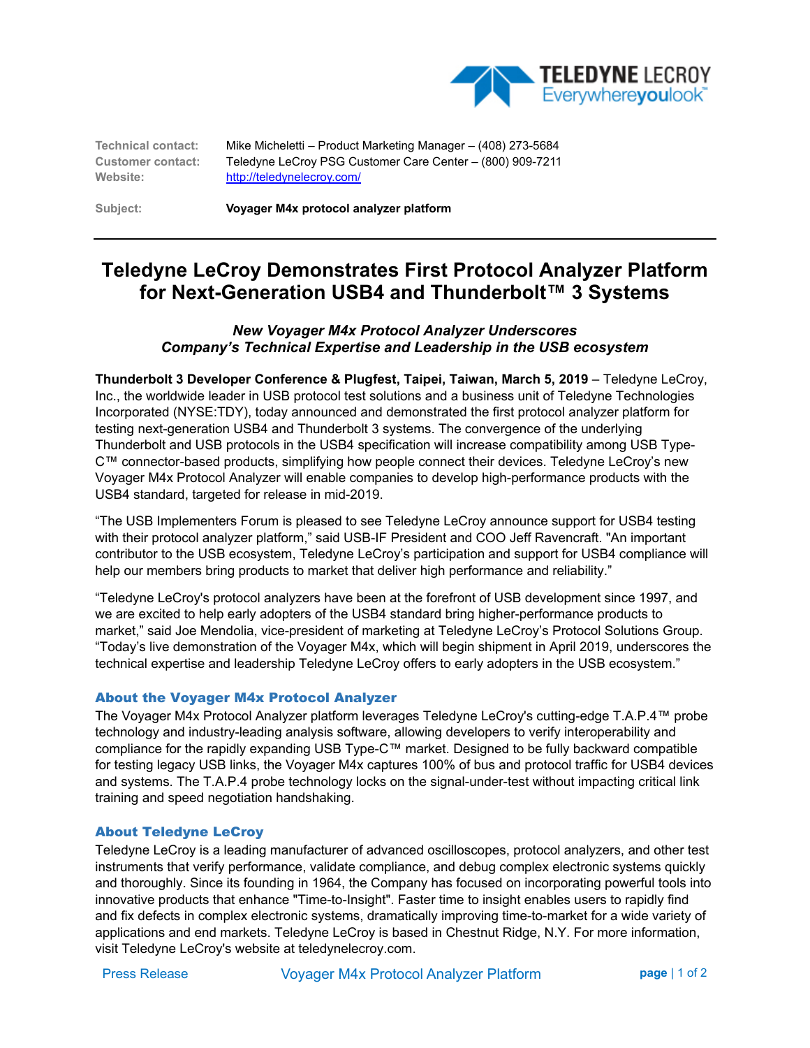| | |
|---|---|
| **Technical contact:** | Mike Micheletti – Product Marketing Manager – (408) 273-5684 |
| **Customer contact:** | Teledyne LeCroy PSG Customer Care Center – (800) 909-7211 |
| **Website:** | http://teledynelecroy.com/ |
| **Subject:** | **Voyager M4x protocol analyzer platform** |

# Teledyne LeCroy Demonstrates First Protocol Analyzer Platform for Next-Generation USB4 and Thunderbolt™ 3 Systems

***New Voyager M4x Protocol Analyzer Underscores Company's Technical Expertise and Leadership in the USB ecosystem***

**Thunderbolt 3 Developer Conference & Plugfest, Taipei, Taiwan, March 5, 2019** – Teledyne LeCroy, Inc., the worldwide leader in USB protocol test solutions and a business unit of Teledyne Technologies Incorporated (NYSE:TDY), today announced and demonstrated the first protocol analyzer platform for testing next-generation USB4 and Thunderbolt 3 systems. The convergence of the underlying Thunderbolt and USB protocols in the USB4 specification will increase compatibility among USB Type-C™ connector-based products, simplifying how people connect their devices. Teledyne LeCroy's new Voyager M4x Protocol Analyzer will enable companies to develop high-performance products with the USB4 standard, targeted for release in mid-2019.

"The USB Implementers Forum is pleased to see Teledyne LeCroy announce support for USB4 testing with their protocol analyzer platform," said USB-IF President and COO Jeff Ravencraft. "An important contributor to the USB ecosystem, Teledyne LeCroy's participation and support for USB4 compliance will help our members bring products to market that deliver high performance and reliability."

"Teledyne LeCroy's protocol analyzers have been at the forefront of USB development since 1997, and we are excited to help early adopters of the USB4 standard bring higher-performance products to market," said Joe Mendolia, vice-president of marketing at Teledyne LeCroy's Protocol Solutions Group. "Today's live demonstration of the Voyager M4x, which will begin shipment in April 2019, underscores the technical expertise and leadership Teledyne LeCroy offers to early adopters in the USB ecosystem."

## About the Voyager M4x Protocol Analyzer

The Voyager M4x Protocol Analyzer platform leverages Teledyne LeCroy's cutting-edge T.A.P.4™ probe technology and industry-leading analysis software, allowing developers to verify interoperability and compliance for the rapidly expanding USB Type-C™ market. Designed to be fully backward compatible for testing legacy USB links, the Voyager M4x captures 100% of bus and protocol traffic for USB4 devices and systems. The T.A.P.4 probe technology locks on the signal-under-test without impacting critical link training and speed negotiation handshaking.

## About Teledyne LeCroy

Teledyne LeCroy is a leading manufacturer of advanced oscilloscopes, protocol analyzers, and other test instruments that verify performance, validate compliance, and debug complex electronic systems quickly and thoroughly. Since its founding in 1964, the Company has focused on incorporating powerful tools into innovative products that enhance "Time-to-Insight". Faster time to insight enables users to rapidly find and fix defects in complex electronic systems, dramatically improving time-to-market for a wide variety of applications and end markets. Teledyne LeCroy is based in Chestnut Ridge, N.Y. For more information, visit Teledyne LeCroy's website at teledynelecroy.com.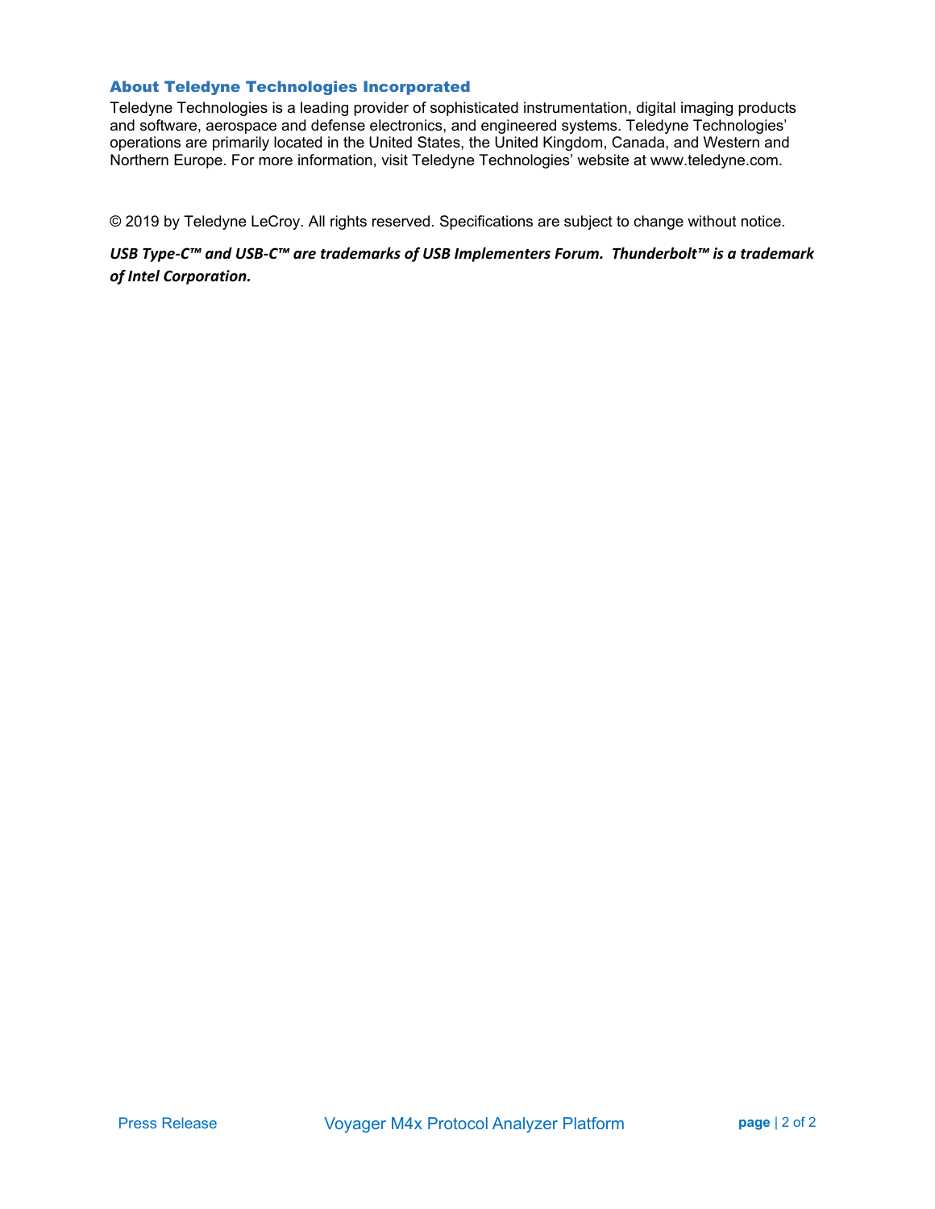### About Teledyne Technologies Incorporated

Teledyne Technologies is a leading provider of sophisticated instrumentation, digital imaging products and software, aerospace and defense electronics, and engineered systems. Teledyne Technologies' operations are primarily located in the United States, the United Kingdom, Canada, and Western and Northern Europe. For more information, visit Teledyne Technologies' website at www.teledyne.com.

© 2019 by Teledyne LeCroy. All rights reserved. Specifications are subject to change without notice.

***USB Type-C™ and USB-C™ are trademarks of USB Implementers Forum. Thunderbolt™ is a trademark of Intel Corporation.***